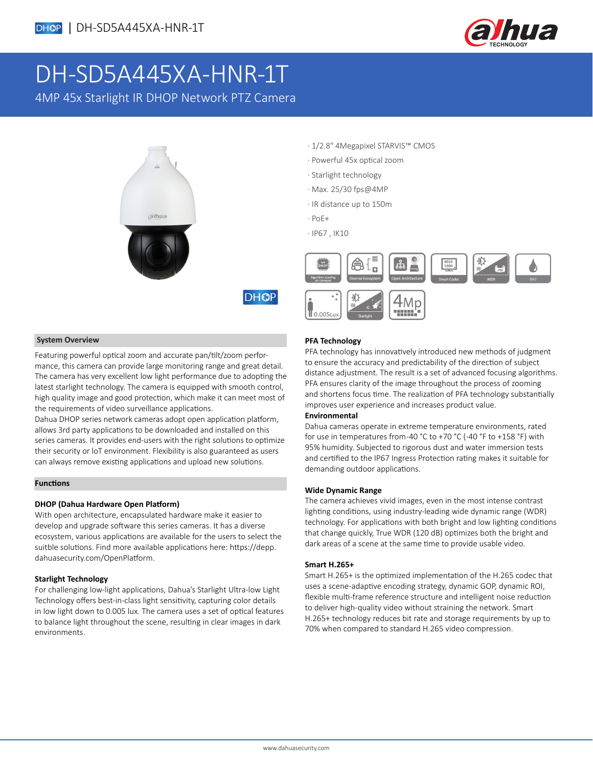# DH-SD5A445XA-HNR-1T

## 4MP 45x Starlight IR DHOP Network PTZ Camera

- 1/2.8" 4Megapixel STARVIS™ CMOS
- Powerful 45x optical zoom
- Starlight technology
- Max. 25/30 fps@4MP
- IR distance up to 150m
- PoE+
- IP67 , IK10

### System Overview

Featuring powerful optical zoom and accurate pan/tilt/zoom performance, this camera can provide large monitoring range and great detail. The camera has very excellent low light performance due to adopting the latest starlight technology. The camera is equipped with smooth control, high quality image and good protection, which make it can meet most of the requirements of video surveillance applications.

Dahua DHOP series network cameras adopt open application platform, allows 3rd party applications to be downloaded and installed on this series cameras. It provides end-users with the right solutions to optimize their security or IoT environment. Flexibility is also guaranteed as users can always remove existing applications and upload new solutions.

### Functions

**DHOP (Dahua Hardware Open Platform)**

With open architecture, encapsulated hardware make it easier to develop and upgrade software this series cameras. It has a diverse ecosystem, various applications are available for the users to select the suitble solutions. Find more available applications here: https://depp.dahuasecurity.com/OpenPlatform.

**Starlight Technology**

For challenging low-light applications, Dahua's Starlight Ultra-low Light Technology offers best-in-class light sensitivity, capturing color details in low light down to 0.005 lux. The camera uses a set of optical features to balance light throughout the scene, resulting in clear images in dark environments.

**PFA Technology**

PFA technology has innovatively introduced new methods of judgment to ensure the accuracy and predictability of the direction of subject distance adjustment. The result is a set of advanced focusing algorithms. PFA ensures clarity of the image throughout the process of zooming and shortens focus time. The realization of PFA technology substantially improves user experience and increases product value.

**Environmental**

Dahua cameras operate in extreme temperature environments, rated for use in temperatures from -40 °C to +70 °C (-40 °F to +158 °F) with 95% humidity. Subjected to rigorous dust and water immersion tests and certified to the IP67 Ingress Protection rating makes it suitable for demanding outdoor applications.

**Wide Dynamic Range**

The camera achieves vivid images, even in the most intense contrast lighting conditions, using industry-leading wide dynamic range (WDR) technology. For applications with both bright and low lighting conditions that change quickly, True WDR (120 dB) optimizes both the bright and dark areas of a scene at the same time to provide usable video.

**Smart H.265+**

Smart H.265+ is the optimized implementation of the H.265 codec that uses a scene-adaptive encoding strategy, dynamic GOP, dynamic ROI, flexible multi-frame reference structure and intelligent noise reduction to deliver high-quality video without straining the network. Smart H.265+ technology reduces bit rate and storage requirements by up to 70% when compared to standard H.265 video compression.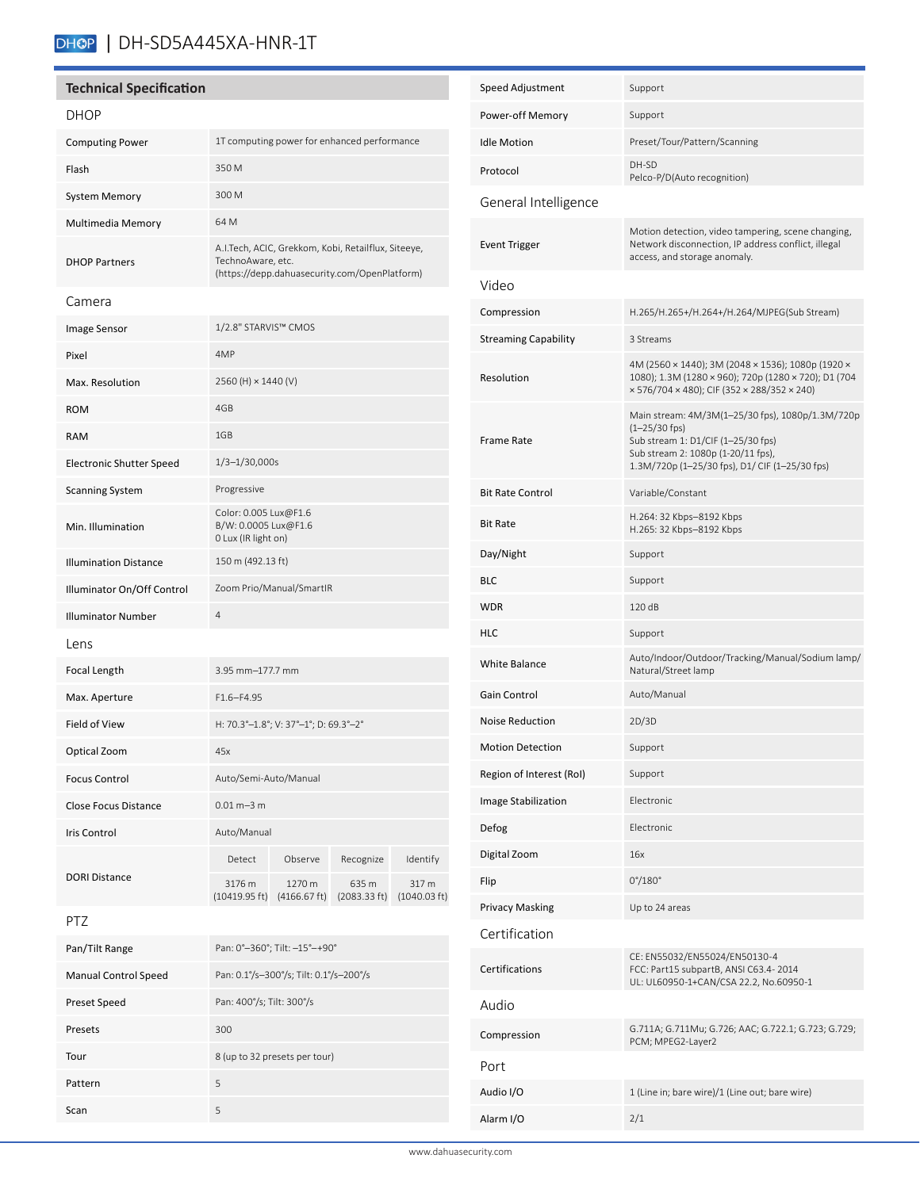# DH-SD5A445XA-HNR-1T

## Technical Specification

### DHOP

| | |
|---|---|
| Computing Power | 1T computing power for enhanced performance |
| Flash | 350 M |
| System Memory | 300 M |
| Multimedia Memory | 64 M |
| DHOP Partners | A.I.Tech, ACIC, Grekkom, Kobi, Retailflux, Siteeye, TechnoAware, etc. (https://depp.dahuasecurity.com/OpenPlatform) |

### Camera

| | |
|---|---|
| Image Sensor | 1/2.8" STARVIS™ CMOS |
| Pixel | 4MP |
| Max. Resolution | 2560 (H) × 1440 (V) |
| ROM | 4GB |
| RAM | 1GB |
| Electronic Shutter Speed | 1/3–1/30,000s |
| Scanning System | Progressive |
| Min. Illumination | Color: 0.005 Lux@F1.6<br>B/W: 0.0005 Lux@F1.6<br>0 Lux (IR light on) |
| Illumination Distance | 150 m (492.13 ft) |
| Illuminator On/Off Control | Zoom Prio/Manual/SmartIR |
| Illuminator Number | 4 |

### Lens

| | | | | |
|---|---|---|---|---|
| Focal Length | 3.95 mm–177.7 mm | | | |
| Max. Aperture | F1.6–F4.95 | | | |
| Field of View | H: 70.3°–1.8°; V: 37°–1°; D: 69.3°–2° | | | |
| Optical Zoom | 45x | | | |
| Focus Control | Auto/Semi-Auto/Manual | | | |
| Close Focus Distance | 0.01 m–3 m | | | |
| Iris Control | Auto/Manual | | | |
| DORI Distance | Detect | Observe | Recognize | Identify |
| | 3176 m (10419.95 ft) | 1270 m (4166.67 ft) | 635 m (2083.33 ft) | 317 m (1040.03 ft) |

### PTZ

| | |
|---|---|
| Pan/Tilt Range | Pan: 0°–360°; Tilt: –15°–+90° |
| Manual Control Speed | Pan: 0.1°/s–300°/s; Tilt: 0.1°/s–200°/s |
| Preset Speed | Pan: 400°/s; Tilt: 300°/s |
| Presets | 300 |
| Tour | 8 (up to 32 presets per tour) |
| Pattern | 5 |
| Scan | 5 |
| Speed Adjustment | Support |
| Power-off Memory | Support |
| Idle Motion | Preset/Tour/Pattern/Scanning |
| Protocol | DH-SD<br>Pelco-P/D(Auto recognition) |

### General Intelligence

| | |
|---|---|
| Event Trigger | Motion detection, video tampering, scene changing, Network disconnection, IP address conflict, illegal access, and storage anomaly. |

### Video

| | |
|---|---|
| Compression | H.265/H.265+/H.264+/H.264/MJPEG(Sub Stream) |
| Streaming Capability | 3 Streams |
| Resolution | 4M (2560 × 1440); 3M (2048 × 1536); 1080p (1920 × 1080); 1.3M (1280 × 960); 720p (1280 × 720); D1 (704 × 576/704 × 480); CIF (352 × 288/352 × 240) |
| Frame Rate | Main stream: 4M/3M(1–25/30 fps), 1080p/1.3M/720p (1–25/30 fps)<br>Sub stream 1: D1/CIF (1–25/30 fps)<br>Sub stream 2: 1080p (1-20/11 fps), 1.3M/720p (1–25/30 fps), D1/ CIF (1–25/30 fps) |
| Bit Rate Control | Variable/Constant |
| Bit Rate | H.264: 32 Kbps–8192 Kbps<br>H.265: 32 Kbps–8192 Kbps |
| Day/Night | Support |
| BLC | Support |
| WDR | 120 dB |
| HLC | Support |
| White Balance | Auto/Indoor/Outdoor/Tracking/Manual/Sodium lamp/ Natural/Street lamp |
| Gain Control | Auto/Manual |
| Noise Reduction | 2D/3D |
| Motion Detection | Support |
| Region of Interest (RoI) | Support |
| Image Stabilization | Electronic |
| Defog | Electronic |
| Digital Zoom | 16x |
| Flip | 0°/180° |
| Privacy Masking | Up to 24 areas |

### Certification

| | |
|---|---|
| Certifications | CE: EN55032/EN55024/EN50130-4<br>FCC: Part15 subpartB, ANSI C63.4- 2014<br>UL: UL60950-1+CAN/CSA 22.2, No.60950-1 |

### Audio

| | |
|---|---|
| Compression | G.711A; G.711Mu; G.726; AAC; G.722.1; G.723; G.729; PCM; MPEG2-Layer2 |

### Port

| | |
|---|---|
| Audio I/O | 1 (Line in; bare wire)/1 (Line out; bare wire) |
| Alarm I/O | 2/1 |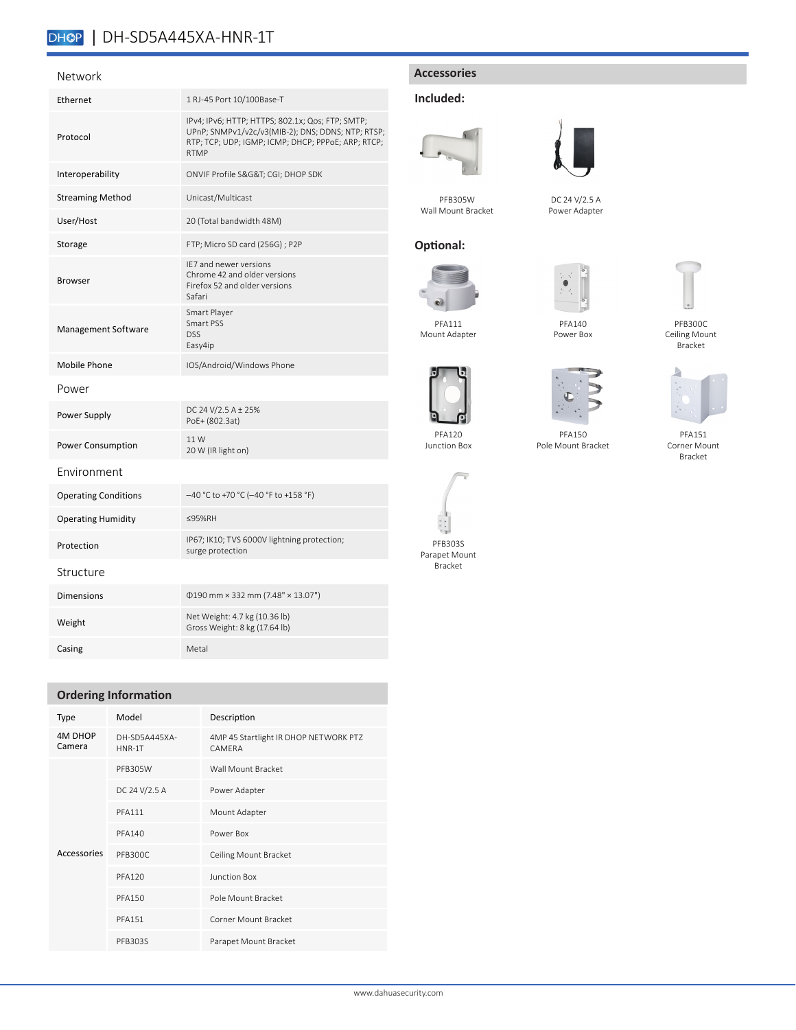# DH-SD5A445XA-HNR-1T

## Network

| | |
|---|---|
| Ethernet | 1 RJ-45 Port 10/100Base-T |
| Protocol | IPv4; IPv6; HTTP; HTTPS; 802.1x; Qos; FTP; SMTP; UPnP; SNMPv1/v2c/v3(MIB-2); DNS; DDNS; NTP; RTSP; RTP; TCP; UDP; IGMP; ICMP; DHCP; PPPoE; ARP; RTCP; RTMP |
| Interoperability | ONVIF Profile S&G&T; CGI; DHOP SDK |
| Streaming Method | Unicast/Multicast |
| User/Host | 20 (Total bandwidth 48M) |
| Storage | FTP; Micro SD card (256G) ; P2P |
| Browser | IE7 and newer versions<br>Chrome 42 and older versions<br>Firefox 52 and older versions<br>Safari |
| Management Software | Smart Player<br>Smart PSS<br>DSS<br>Easy4ip |
| Mobile Phone | IOS/Android/Windows Phone |

## Power

| | |
|---|---|
| Power Supply | DC 24 V/2.5 A ± 25%<br>PoE+ (802.3at) |
| Power Consumption | 11 W<br>20 W (IR light on) |

## Environment

| | |
|---|---|
| Operating Conditions | –40 °C to +70 °C (–40 °F to +158 °F) |
| Operating Humidity | ≤95%RH |
| Protection | IP67; IK10; TVS 6000V lightning protection; surge protection |

## Structure

| | |
|---|---|
| Dimensions | Φ190 mm × 332 mm (7.48" × 13.07") |
| Weight | Net Weight: 4.7 kg (10.36 lb)<br>Gross Weight: 8 kg (17.64 lb) |
| Casing | Metal |

## Ordering Information

| Type | Model | Description |
|---|---|---|
| 4M DHOP Camera | DH-SD5A445XA-HNR-1T | 4MP 45 Startlight IR DHOP NETWORK PTZ CAMERA |
| Accessories | PFB305W | Wall Mount Bracket |
| | DC 24 V/2.5 A | Power Adapter |
| | PFA111 | Mount Adapter |
| | PFA140 | Power Box |
| | PFB300C | Ceiling Mount Bracket |
| | PFA120 | Junction Box |
| | PFA150 | Pole Mount Bracket |
| | PFA151 | Corner Mount Bracket |
| | PFB303S | Parapet Mount Bracket |

## Accessories

### Included:

PFB305W
Wall Mount Bracket

DC 24 V/2.5 A
Power Adapter

### Optional:

PFA111
Mount Adapter

PFA140
Power Box

PFB300C
Ceiling Mount Bracket

PFA120
Junction Box

PFA150
Pole Mount Bracket

PFA151
Corner Mount Bracket

PFB303S
Parapet Mount Bracket

www.dahuasecurity.com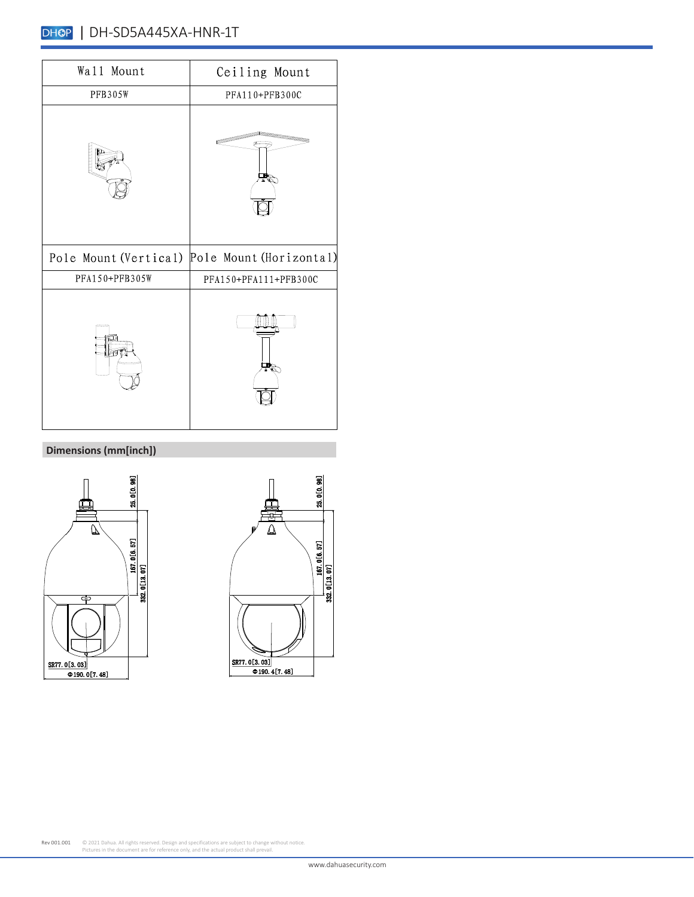| Wall Mount | Ceiling Mount |
| --- | --- |
| PFB305W | PFA110+PFB300C |
| | |
| Pole Mount(Vertical) | Pole Mount(Horizontal) |
| PFA150+PFB305W | PFA150+PFA111+PFB300C |
| | |

## Dimensions (mm[inch])

25.0[0.98]
167.0[6.57]
332.0[13.07]
SR77.0[3.03]
Φ190.0[7.48]

25.0[0.98]
167.0[6.57]
332.0[13.07]
SR77.0[3.03]
Φ190.4[7.48]

Rev 001.001 © 2021 Dahua. All rights reserved. Design and specifications are subject to change without notice.
Pictures in the document are for reference only, and the actual product shall prevail.

www.dahuasecurity.com